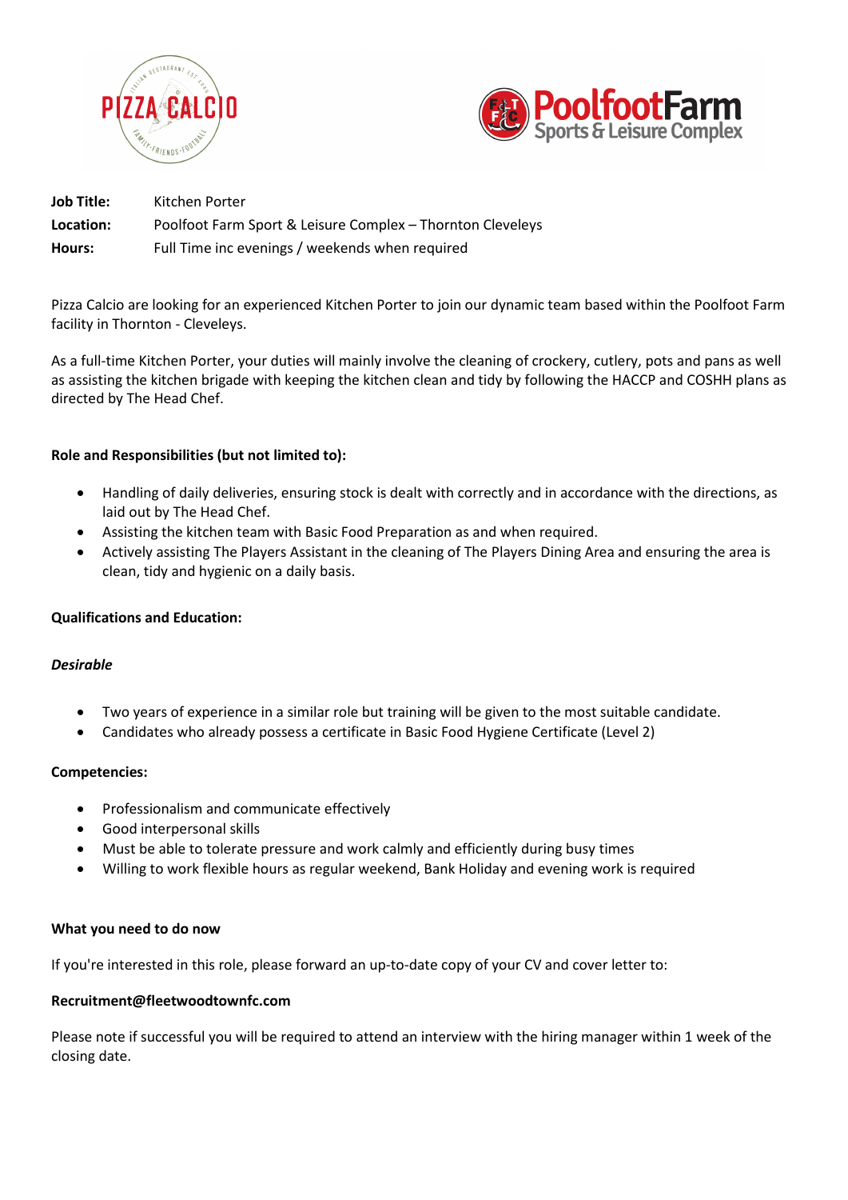**Job Title:** Kitchen Porter
**Location:** Poolfoot Farm Sport & Leisure Complex – Thornton Cleveleys
**Hours:** Full Time inc evenings / weekends when required

Pizza Calcio are looking for an experienced Kitchen Porter to join our dynamic team based within the Poolfoot Farm facility in Thornton - Cleveleys.

As a full-time Kitchen Porter, your duties will mainly involve the cleaning of crockery, cutlery, pots and pans as well as assisting the kitchen brigade with keeping the kitchen clean and tidy by following the HACCP and COSHH plans as directed by The Head Chef.

**Role and Responsibilities (but not limited to):**

- Handling of daily deliveries, ensuring stock is dealt with correctly and in accordance with the directions, as laid out by The Head Chef.
- Assisting the kitchen team with Basic Food Preparation as and when required.
- Actively assisting The Players Assistant in the cleaning of The Players Dining Area and ensuring the area is clean, tidy and hygienic on a daily basis.

**Qualifications and Education:**

***Desirable***

- Two years of experience in a similar role but training will be given to the most suitable candidate.
- Candidates who already possess a certificate in Basic Food Hygiene Certificate (Level 2)

**Competencies:**

- Professionalism and communicate effectively
- Good interpersonal skills
- Must be able to tolerate pressure and work calmly and efficiently during busy times
- Willing to work flexible hours as regular weekend, Bank Holiday and evening work is required

**What you need to do now**

If you're interested in this role, please forward an up-to-date copy of your CV and cover letter to:

**Recruitment@fleetwoodtownfc.com**

Please note if successful you will be required to attend an interview with the hiring manager within 1 week of the closing date.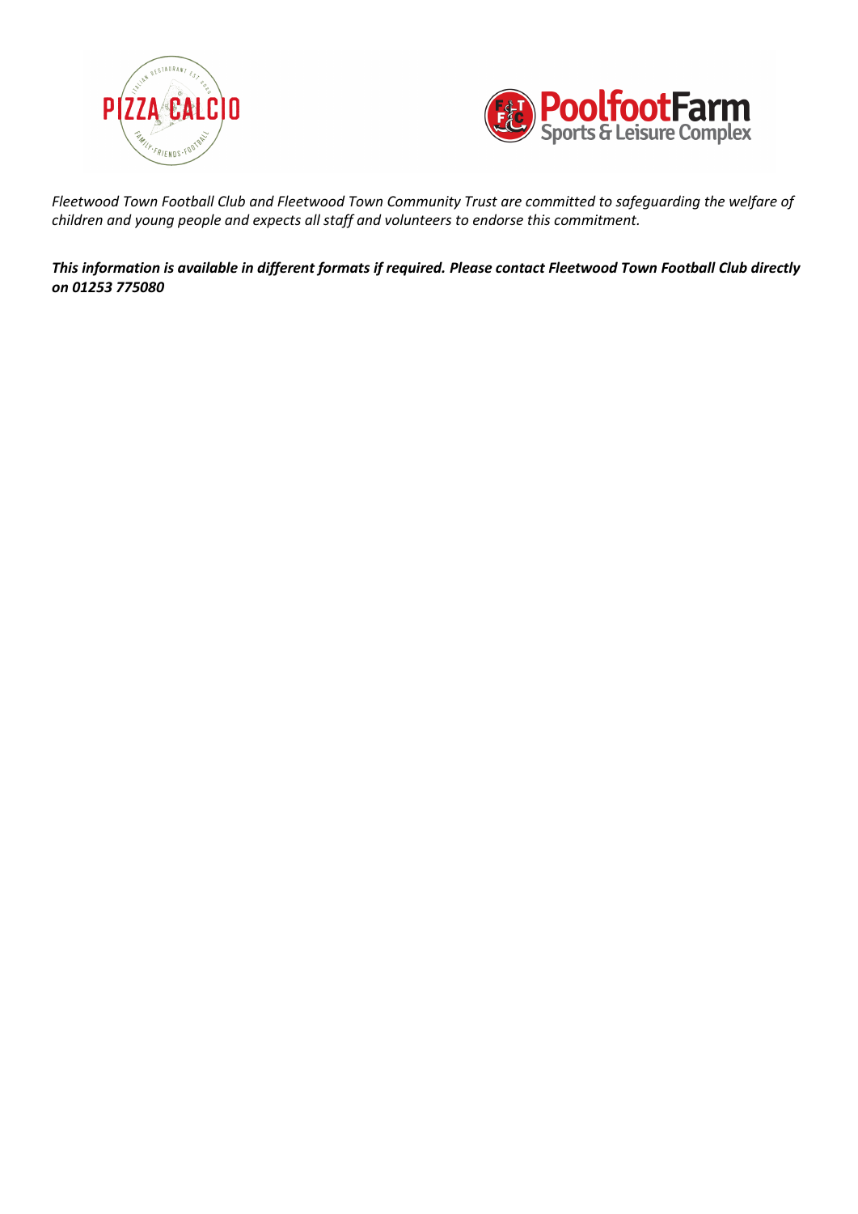*Fleetwood Town Football Club and Fleetwood Town Community Trust are committed to safeguarding the welfare of children and young people and expects all staff and volunteers to endorse this commitment.*

***This information is available in different formats if required. Please contact Fleetwood Town Football Club directly on 01253 775080***